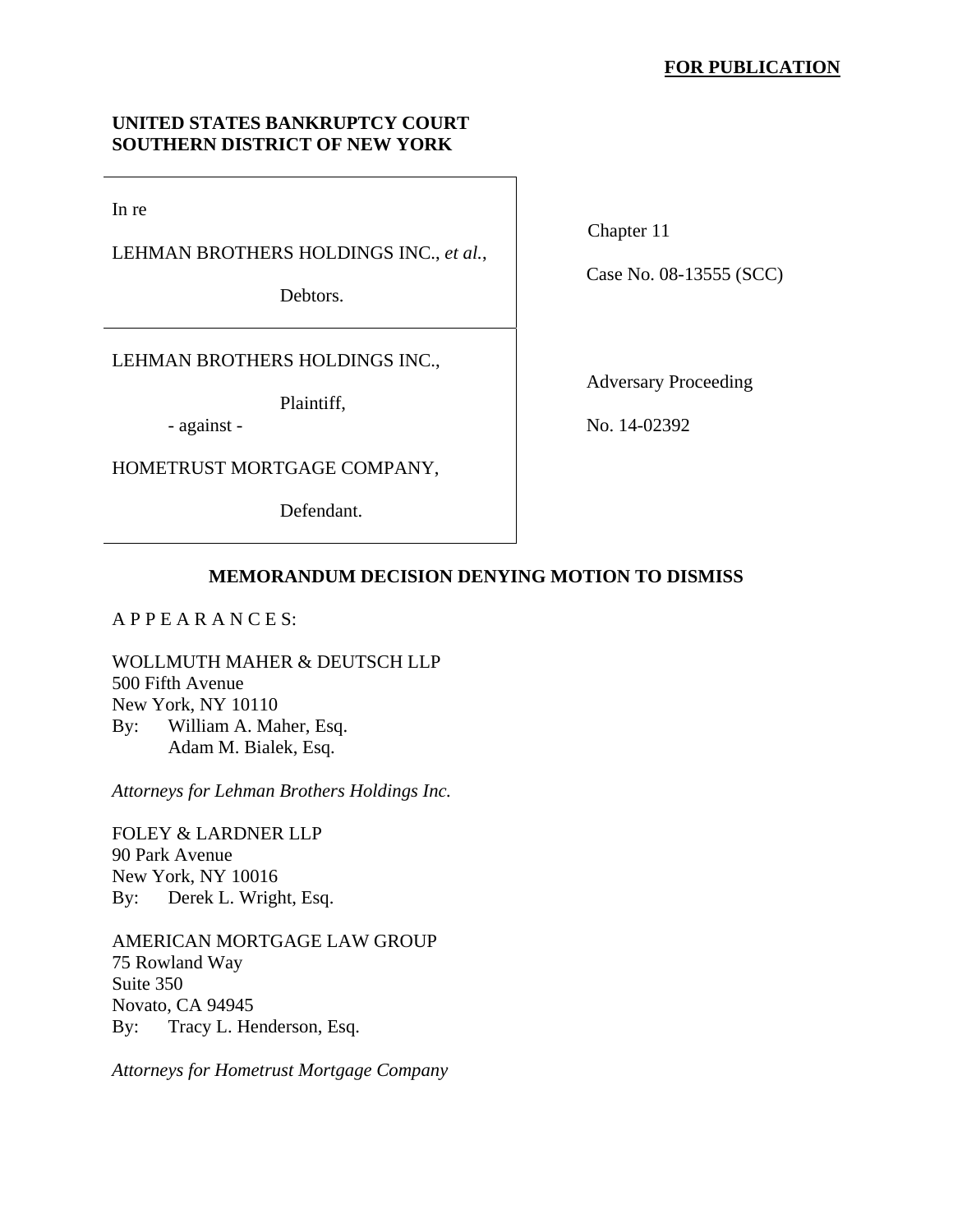**FOR PUBLICATION**

**UNITED STATES BANKRUPTCY COURT**
**SOUTHERN DISTRICT OF NEW YORK**

| | |
|---|---|
| In re<br><br>LEHMAN BROTHERS HOLDINGS INC., *et al.*,<br><br>Debtors. | Chapter 11<br><br>Case No. 08-13555 (SCC) |
| LEHMAN BROTHERS HOLDINGS INC.,<br><br>Plaintiff,<br><br>- against -<br><br>HOMETRUST MORTGAGE COMPANY,<br><br>Defendant. | Adversary Proceeding<br><br>No. 14-02392 |

## MEMORANDUM DECISION DENYING MOTION TO DISMISS

A P P E A R A N C E S:

WOLLMUTH MAHER & DEUTSCH LLP
500 Fifth Avenue
New York, NY 10110
By: William A. Maher, Esq.
Adam M. Bialek, Esq.

*Attorneys for Lehman Brothers Holdings Inc.*

FOLEY & LARDNER LLP
90 Park Avenue
New York, NY 10016
By: Derek L. Wright, Esq.

AMERICAN MORTGAGE LAW GROUP
75 Rowland Way
Suite 350
Novato, CA 94945
By: Tracy L. Henderson, Esq.

*Attorneys for Hometrust Mortgage Company*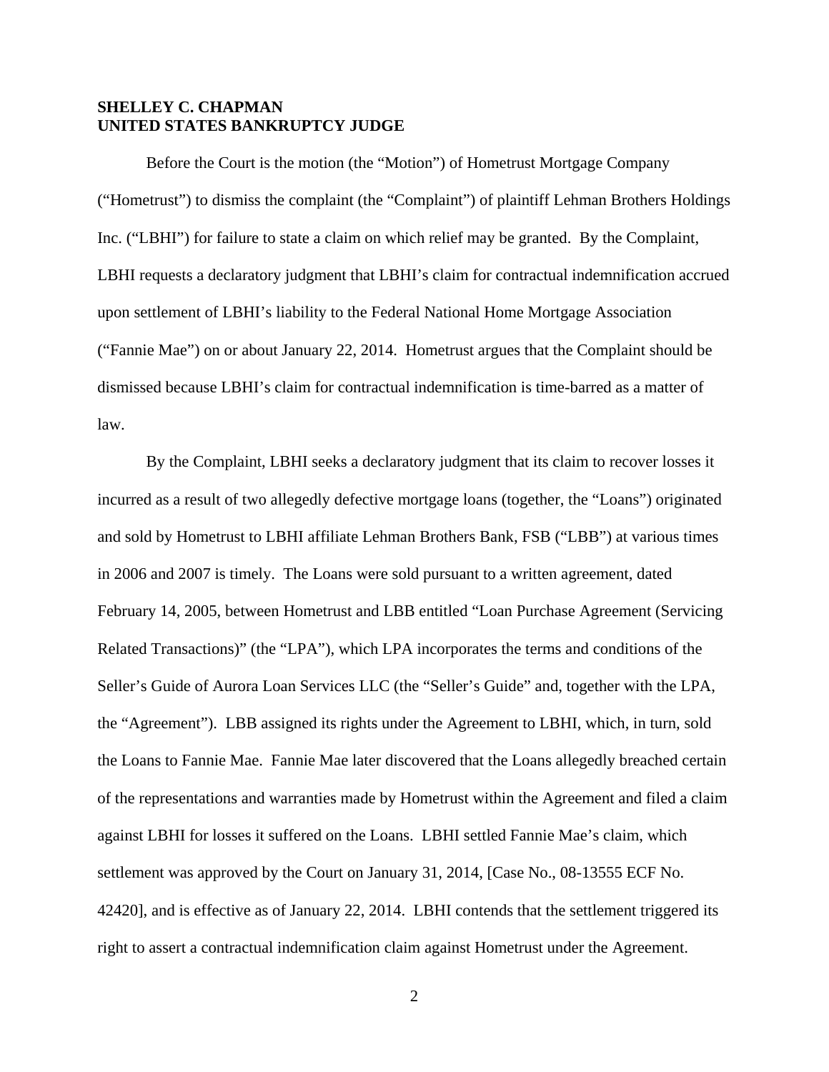**SHELLEY C. CHAPMAN**
**UNITED STATES BANKRUPTCY JUDGE**

Before the Court is the motion (the "Motion") of Hometrust Mortgage Company ("Hometrust") to dismiss the complaint (the "Complaint") of plaintiff Lehman Brothers Holdings Inc. ("LBHI") for failure to state a claim on which relief may be granted. By the Complaint, LBHI requests a declaratory judgment that LBHI's claim for contractual indemnification accrued upon settlement of LBHI's liability to the Federal National Home Mortgage Association ("Fannie Mae") on or about January 22, 2014. Hometrust argues that the Complaint should be dismissed because LBHI's claim for contractual indemnification is time-barred as a matter of law.

By the Complaint, LBHI seeks a declaratory judgment that its claim to recover losses it incurred as a result of two allegedly defective mortgage loans (together, the "Loans") originated and sold by Hometrust to LBHI affiliate Lehman Brothers Bank, FSB ("LBB") at various times in 2006 and 2007 is timely. The Loans were sold pursuant to a written agreement, dated February 14, 2005, between Hometrust and LBB entitled "Loan Purchase Agreement (Servicing Related Transactions)" (the "LPA"), which LPA incorporates the terms and conditions of the Seller's Guide of Aurora Loan Services LLC (the "Seller's Guide" and, together with the LPA, the "Agreement"). LBB assigned its rights under the Agreement to LBHI, which, in turn, sold the Loans to Fannie Mae. Fannie Mae later discovered that the Loans allegedly breached certain of the representations and warranties made by Hometrust within the Agreement and filed a claim against LBHI for losses it suffered on the Loans. LBHI settled Fannie Mae's claim, which settlement was approved by the Court on January 31, 2014, [Case No., 08-13555 ECF No. 42420], and is effective as of January 22, 2014. LBHI contends that the settlement triggered its right to assert a contractual indemnification claim against Hometrust under the Agreement.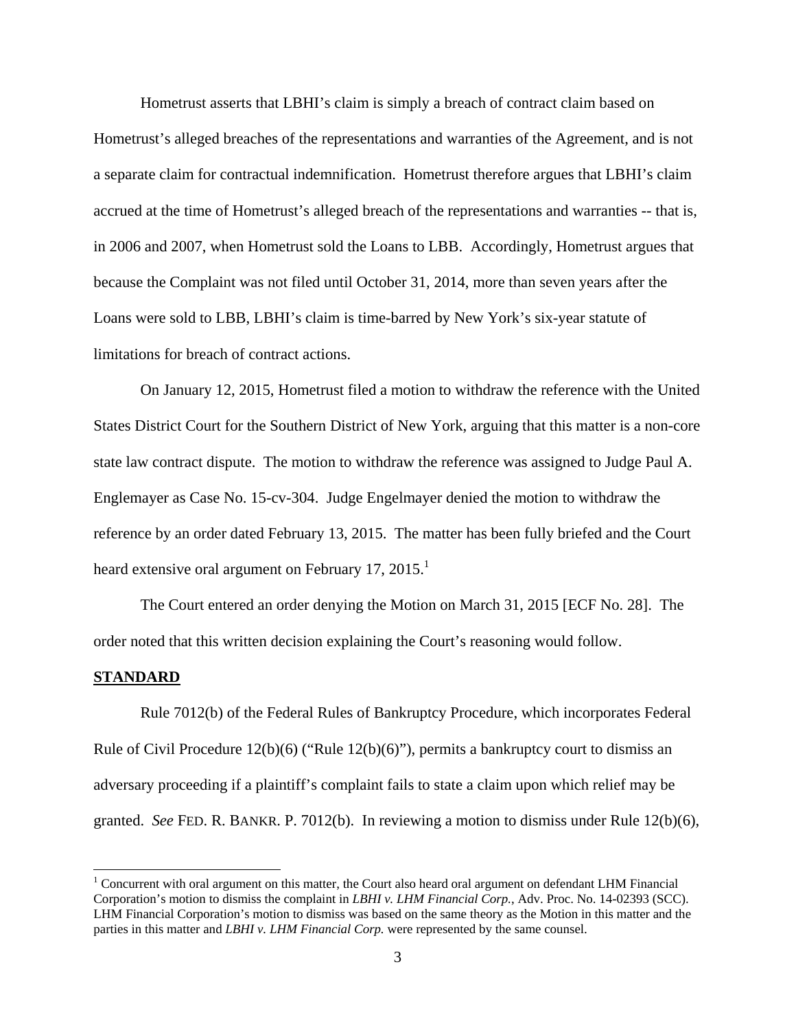Hometrust asserts that LBHI's claim is simply a breach of contract claim based on Hometrust's alleged breaches of the representations and warranties of the Agreement, and is not a separate claim for contractual indemnification. Hometrust therefore argues that LBHI's claim accrued at the time of Hometrust's alleged breach of the representations and warranties -- that is, in 2006 and 2007, when Hometrust sold the Loans to LBB. Accordingly, Hometrust argues that because the Complaint was not filed until October 31, 2014, more than seven years after the Loans were sold to LBB, LBHI's claim is time-barred by New York's six-year statute of limitations for breach of contract actions.

On January 12, 2015, Hometrust filed a motion to withdraw the reference with the United States District Court for the Southern District of New York, arguing that this matter is a non-core state law contract dispute. The motion to withdraw the reference was assigned to Judge Paul A. Englemayer as Case No. 15-cv-304. Judge Engelmayer denied the motion to withdraw the reference by an order dated February 13, 2015. The matter has been fully briefed and the Court heard extensive oral argument on February 17, 2015.[1]

The Court entered an order denying the Motion on March 31, 2015 [ECF No. 28]. The order noted that this written decision explaining the Court's reasoning would follow.

## STANDARD

Rule 7012(b) of the Federal Rules of Bankruptcy Procedure, which incorporates Federal Rule of Civil Procedure 12(b)(6) ("Rule 12(b)(6)"), permits a bankruptcy court to dismiss an adversary proceeding if a plaintiff's complaint fails to state a claim upon which relief may be granted. *See* FED. R. BANKR. P. 7012(b). In reviewing a motion to dismiss under Rule 12(b)(6),

---

[1] Concurrent with oral argument on this matter, the Court also heard oral argument on defendant LHM Financial Corporation's motion to dismiss the complaint in *LBHI v. LHM Financial Corp.*, Adv. Proc. No. 14-02393 (SCC). LHM Financial Corporation's motion to dismiss was based on the same theory as the Motion in this matter and the parties in this matter and *LBHI v. LHM Financial Corp.* were represented by the same counsel.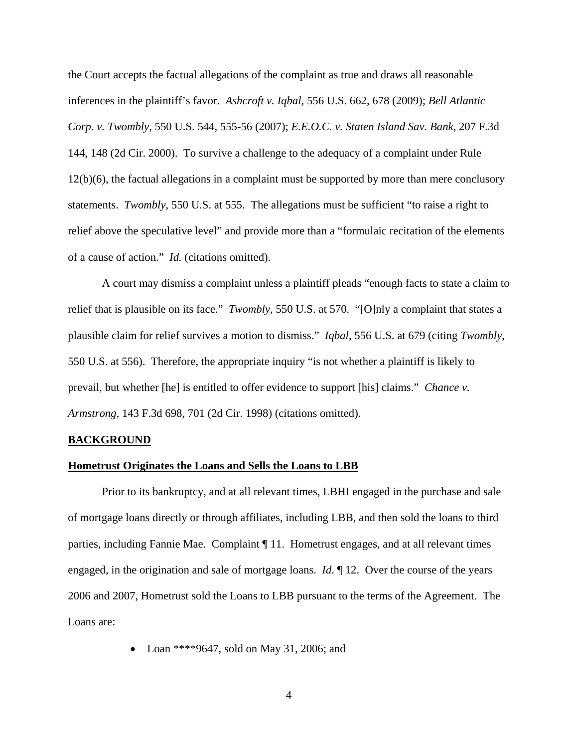the Court accepts the factual allegations of the complaint as true and draws all reasonable inferences in the plaintiff's favor. *Ashcroft v. Iqbal*, 556 U.S. 662, 678 (2009); *Bell Atlantic Corp. v. Twombly*, 550 U.S. 544, 555-56 (2007); *E.E.O.C. v. Staten Island Sav. Bank*, 207 F.3d 144, 148 (2d Cir. 2000). To survive a challenge to the adequacy of a complaint under Rule 12(b)(6), the factual allegations in a complaint must be supported by more than mere conclusory statements. *Twombly*, 550 U.S. at 555. The allegations must be sufficient "to raise a right to relief above the speculative level" and provide more than a "formulaic recitation of the elements of a cause of action." *Id.* (citations omitted).

A court may dismiss a complaint unless a plaintiff pleads "enough facts to state a claim to relief that is plausible on its face." *Twombly*, 550 U.S. at 570. "[O]nly a complaint that states a plausible claim for relief survives a motion to dismiss." *Iqbal*, 556 U.S. at 679 (citing *Twombly*, 550 U.S. at 556). Therefore, the appropriate inquiry "is not whether a plaintiff is likely to prevail, but whether [he] is entitled to offer evidence to support [his] claims." *Chance v. Armstrong*, 143 F.3d 698, 701 (2d Cir. 1998) (citations omitted).

**BACKGROUND**

**Hometrust Originates the Loans and Sells the Loans to LBB**

Prior to its bankruptcy, and at all relevant times, LBHI engaged in the purchase and sale of mortgage loans directly or through affiliates, including LBB, and then sold the loans to third parties, including Fannie Mae. Complaint ¶ 11. Hometrust engages, and at all relevant times engaged, in the origination and sale of mortgage loans. *Id*. ¶ 12. Over the course of the years 2006 and 2007, Hometrust sold the Loans to LBB pursuant to the terms of the Agreement. The Loans are:

- Loan ****9647, sold on May 31, 2006; and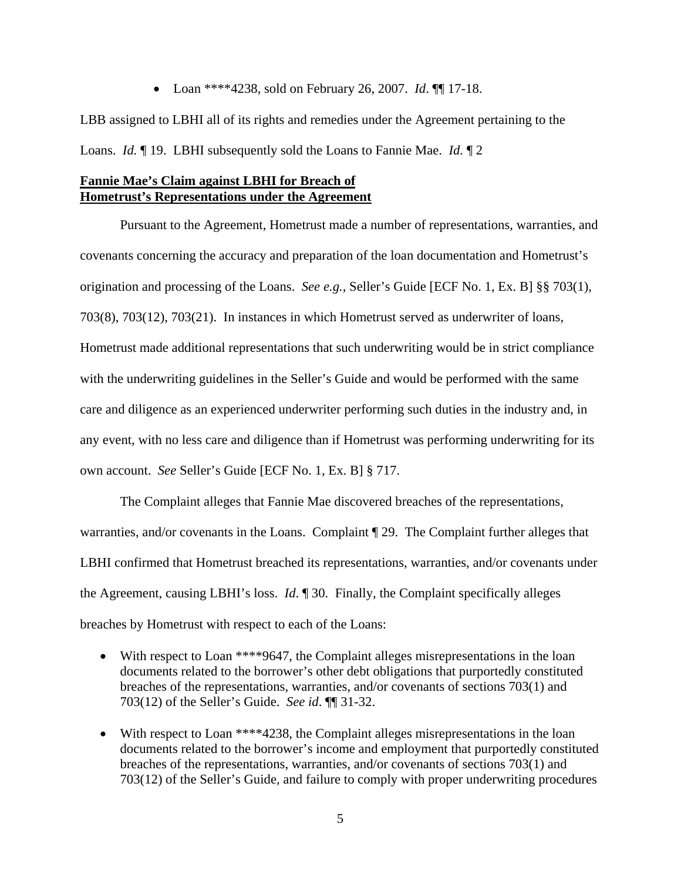- Loan ****4238, sold on February 26, 2007. *Id*. ¶¶ 17-18.

LBB assigned to LBHI all of its rights and remedies under the Agreement pertaining to the Loans. *Id.* ¶ 19. LBHI subsequently sold the Loans to Fannie Mae. *Id.* ¶ 2

**Fannie Mae's Claim against LBHI for Breach of Hometrust's Representations under the Agreement**

Pursuant to the Agreement, Hometrust made a number of representations, warranties, and covenants concerning the accuracy and preparation of the loan documentation and Hometrust's origination and processing of the Loans. *See e.g.*, Seller's Guide [ECF No. 1, Ex. B] §§ 703(1), 703(8), 703(12), 703(21). In instances in which Hometrust served as underwriter of loans, Hometrust made additional representations that such underwriting would be in strict compliance with the underwriting guidelines in the Seller's Guide and would be performed with the same care and diligence as an experienced underwriter performing such duties in the industry and, in any event, with no less care and diligence than if Hometrust was performing underwriting for its own account. *See* Seller's Guide [ECF No. 1, Ex. B] § 717.

The Complaint alleges that Fannie Mae discovered breaches of the representations, warranties, and/or covenants in the Loans. Complaint ¶ 29. The Complaint further alleges that LBHI confirmed that Hometrust breached its representations, warranties, and/or covenants under the Agreement, causing LBHI's loss. *Id*. ¶ 30. Finally, the Complaint specifically alleges breaches by Hometrust with respect to each of the Loans:

- With respect to Loan ****9647, the Complaint alleges misrepresentations in the loan documents related to the borrower's other debt obligations that purportedly constituted breaches of the representations, warranties, and/or covenants of sections 703(1) and 703(12) of the Seller's Guide. *See id*. ¶¶ 31-32.
- With respect to Loan ****4238, the Complaint alleges misrepresentations in the loan documents related to the borrower's income and employment that purportedly constituted breaches of the representations, warranties, and/or covenants of sections 703(1) and 703(12) of the Seller's Guide, and failure to comply with proper underwriting procedures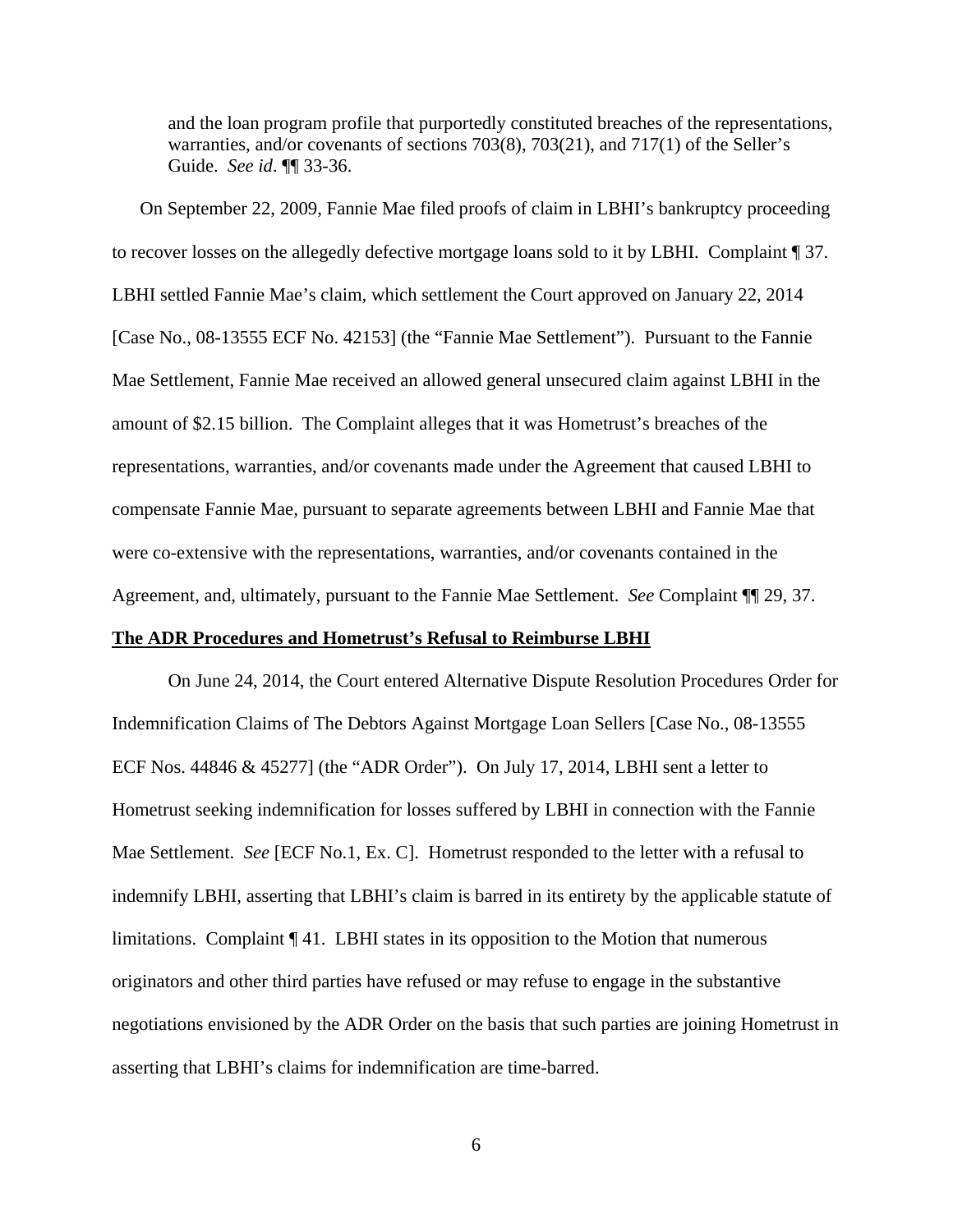and the loan program profile that purportedly constituted breaches of the representations, warranties, and/or covenants of sections 703(8), 703(21), and 717(1) of the Seller's Guide. *See id*. ¶¶ 33-36.

On September 22, 2009, Fannie Mae filed proofs of claim in LBHI's bankruptcy proceeding to recover losses on the allegedly defective mortgage loans sold to it by LBHI. Complaint ¶ 37. LBHI settled Fannie Mae's claim, which settlement the Court approved on January 22, 2014 [Case No., 08-13555 ECF No. 42153] (the "Fannie Mae Settlement"). Pursuant to the Fannie Mae Settlement, Fannie Mae received an allowed general unsecured claim against LBHI in the amount of $2.15 billion. The Complaint alleges that it was Hometrust's breaches of the representations, warranties, and/or covenants made under the Agreement that caused LBHI to compensate Fannie Mae, pursuant to separate agreements between LBHI and Fannie Mae that were co-extensive with the representations, warranties, and/or covenants contained in the Agreement, and, ultimately, pursuant to the Fannie Mae Settlement. *See* Complaint ¶¶ 29, 37.

**The ADR Procedures and Hometrust's Refusal to Reimburse LBHI**

On June 24, 2014, the Court entered Alternative Dispute Resolution Procedures Order for Indemnification Claims of The Debtors Against Mortgage Loan Sellers [Case No., 08-13555 ECF Nos. 44846 & 45277] (the "ADR Order"). On July 17, 2014, LBHI sent a letter to Hometrust seeking indemnification for losses suffered by LBHI in connection with the Fannie Mae Settlement. *See* [ECF No.1, Ex. C]. Hometrust responded to the letter with a refusal to indemnify LBHI, asserting that LBHI's claim is barred in its entirety by the applicable statute of limitations. Complaint ¶ 41. LBHI states in its opposition to the Motion that numerous originators and other third parties have refused or may refuse to engage in the substantive negotiations envisioned by the ADR Order on the basis that such parties are joining Hometrust in asserting that LBHI's claims for indemnification are time-barred.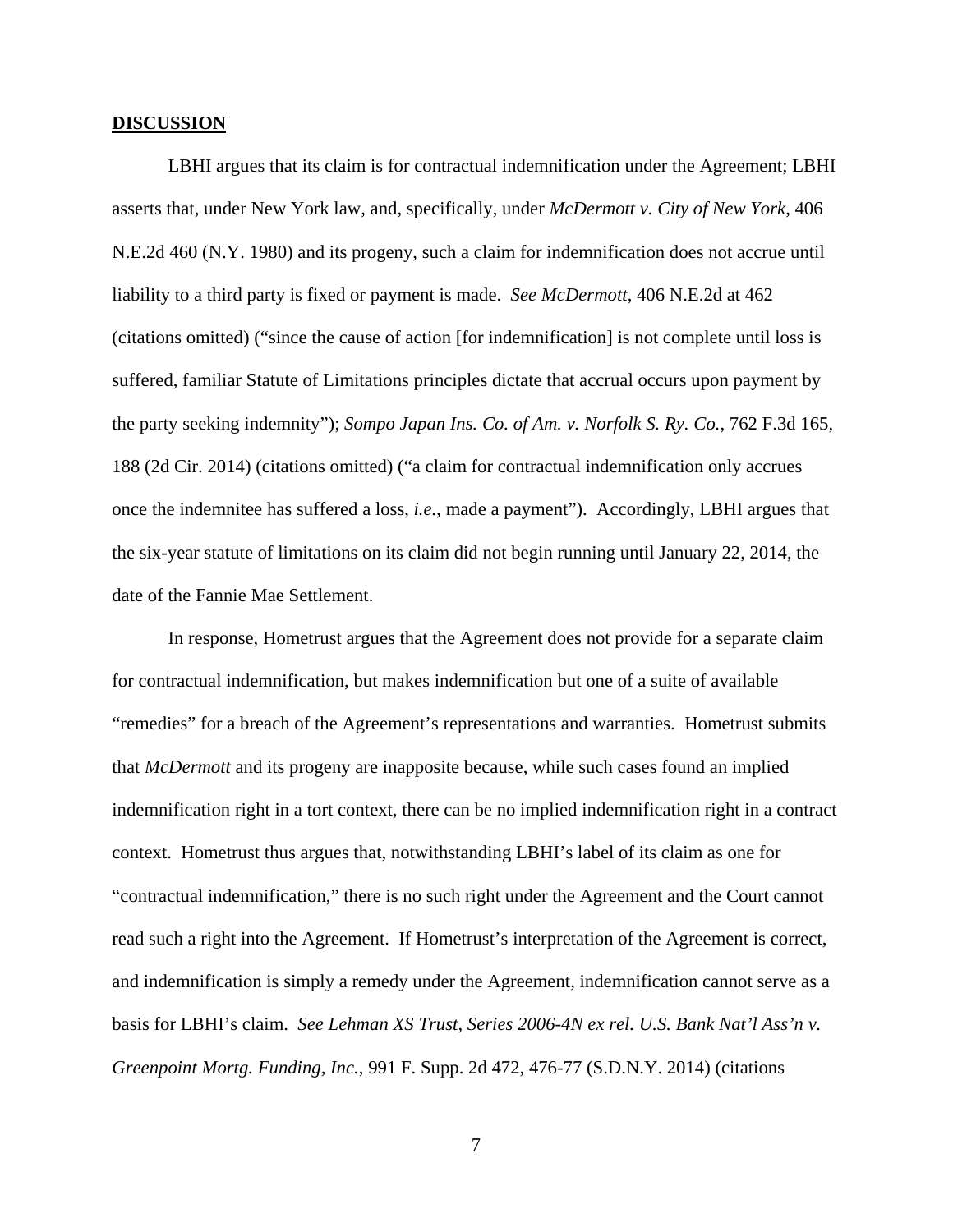**DISCUSSION**

LBHI argues that its claim is for contractual indemnification under the Agreement; LBHI asserts that, under New York law, and, specifically, under *McDermott v. City of New York*, 406 N.E.2d 460 (N.Y. 1980) and its progeny, such a claim for indemnification does not accrue until liability to a third party is fixed or payment is made. *See McDermott*, 406 N.E.2d at 462 (citations omitted) ("since the cause of action [for indemnification] is not complete until loss is suffered, familiar Statute of Limitations principles dictate that accrual occurs upon payment by the party seeking indemnity"); *Sompo Japan Ins. Co. of Am. v. Norfolk S. Ry. Co.*, 762 F.3d 165, 188 (2d Cir. 2014) (citations omitted) ("a claim for contractual indemnification only accrues once the indemnitee has suffered a loss, *i.e.*, made a payment"). Accordingly, LBHI argues that the six-year statute of limitations on its claim did not begin running until January 22, 2014, the date of the Fannie Mae Settlement.

In response, Hometrust argues that the Agreement does not provide for a separate claim for contractual indemnification, but makes indemnification but one of a suite of available "remedies" for a breach of the Agreement's representations and warranties. Hometrust submits that *McDermott* and its progeny are inapposite because, while such cases found an implied indemnification right in a tort context, there can be no implied indemnification right in a contract context. Hometrust thus argues that, notwithstanding LBHI's label of its claim as one for "contractual indemnification," there is no such right under the Agreement and the Court cannot read such a right into the Agreement. If Hometrust's interpretation of the Agreement is correct, and indemnification is simply a remedy under the Agreement, indemnification cannot serve as a basis for LBHI's claim. *See Lehman XS Trust, Series 2006-4N ex rel. U.S. Bank Nat'l Ass'n v. Greenpoint Mortg. Funding, Inc.*, 991 F. Supp. 2d 472, 476-77 (S.D.N.Y. 2014) (citations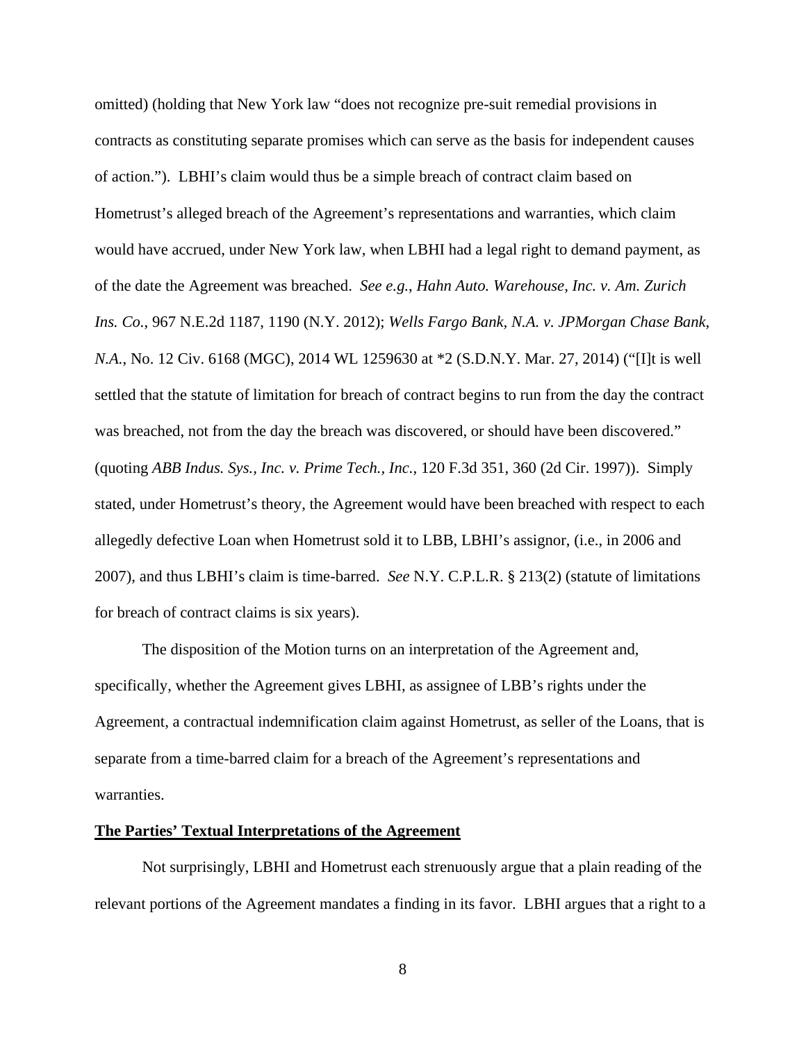omitted) (holding that New York law "does not recognize pre-suit remedial provisions in contracts as constituting separate promises which can serve as the basis for independent causes of action."). LBHI's claim would thus be a simple breach of contract claim based on Hometrust's alleged breach of the Agreement's representations and warranties, which claim would have accrued, under New York law, when LBHI had a legal right to demand payment, as of the date the Agreement was breached. *See e.g.*, *Hahn Auto. Warehouse, Inc. v. Am. Zurich Ins. Co.*, 967 N.E.2d 1187, 1190 (N.Y. 2012); *Wells Fargo Bank, N.A. v. JPMorgan Chase Bank, N.A.*, No. 12 Civ. 6168 (MGC), 2014 WL 1259630 at *2 (S.D.N.Y. Mar. 27, 2014) ("[I]t is well settled that the statute of limitation for breach of contract begins to run from the day the contract was breached, not from the day the breach was discovered, or should have been discovered." (quoting *ABB Indus. Sys., Inc. v. Prime Tech., Inc.*, 120 F.3d 351, 360 (2d Cir. 1997)). Simply stated, under Hometrust's theory, the Agreement would have been breached with respect to each allegedly defective Loan when Hometrust sold it to LBB, LBHI's assignor, (i.e., in 2006 and 2007), and thus LBHI's claim is time-barred. *See* N.Y. C.P.L.R. § 213(2) (statute of limitations for breach of contract claims is six years).

The disposition of the Motion turns on an interpretation of the Agreement and, specifically, whether the Agreement gives LBHI, as assignee of LBB's rights under the Agreement, a contractual indemnification claim against Hometrust, as seller of the Loans, that is separate from a time-barred claim for a breach of the Agreement's representations and warranties.

**The Parties' Textual Interpretations of the Agreement**

Not surprisingly, LBHI and Hometrust each strenuously argue that a plain reading of the relevant portions of the Agreement mandates a finding in its favor. LBHI argues that a right to a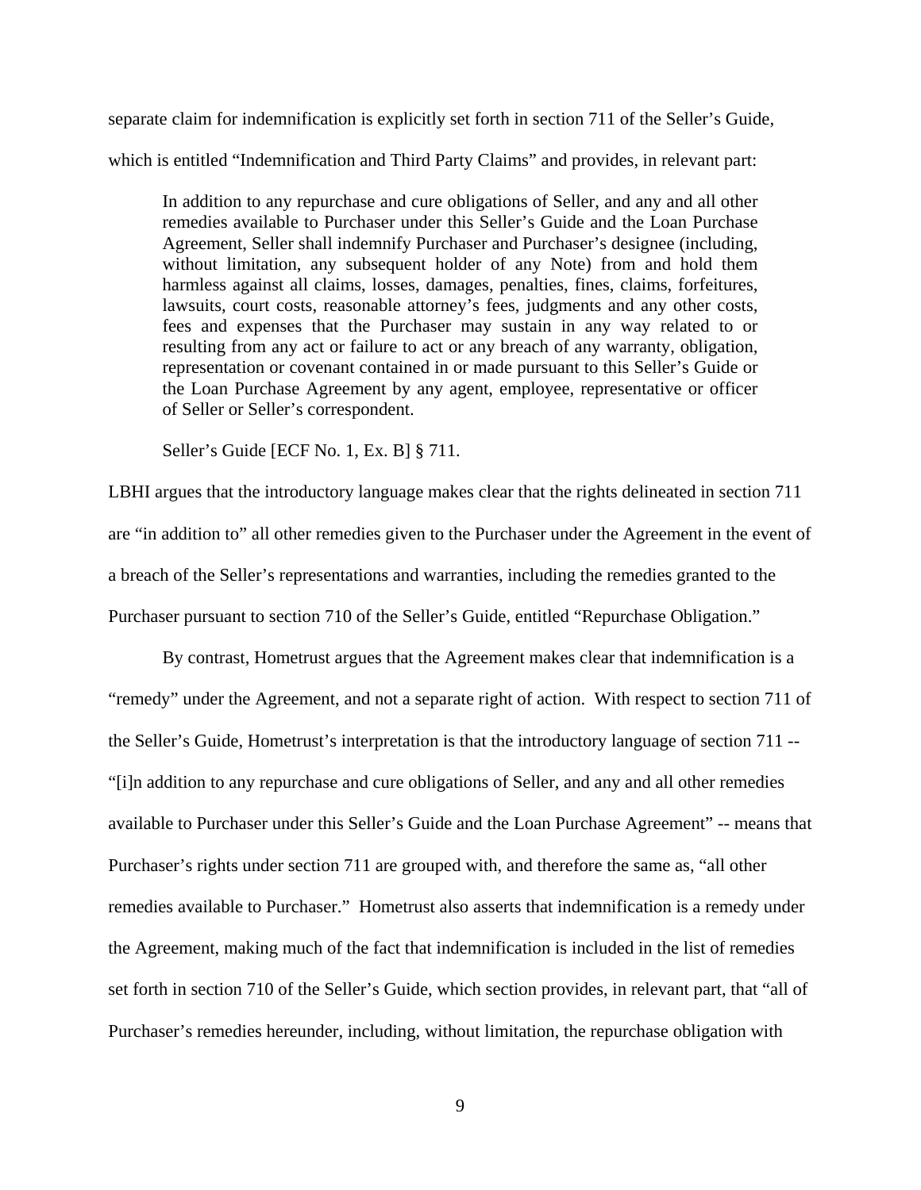separate claim for indemnification is explicitly set forth in section 711 of the Seller's Guide, which is entitled "Indemnification and Third Party Claims" and provides, in relevant part:

> In addition to any repurchase and cure obligations of Seller, and any and all other remedies available to Purchaser under this Seller's Guide and the Loan Purchase Agreement, Seller shall indemnify Purchaser and Purchaser's designee (including, without limitation, any subsequent holder of any Note) from and hold them harmless against all claims, losses, damages, penalties, fines, claims, forfeitures, lawsuits, court costs, reasonable attorney's fees, judgments and any other costs, fees and expenses that the Purchaser may sustain in any way related to or resulting from any act or failure to act or any breach of any warranty, obligation, representation or covenant contained in or made pursuant to this Seller's Guide or the Loan Purchase Agreement by any agent, employee, representative or officer of Seller or Seller's correspondent.
>
> Seller's Guide [ECF No. 1, Ex. B] § 711.

LBHI argues that the introductory language makes clear that the rights delineated in section 711 are "in addition to" all other remedies given to the Purchaser under the Agreement in the event of a breach of the Seller's representations and warranties, including the remedies granted to the Purchaser pursuant to section 710 of the Seller's Guide, entitled "Repurchase Obligation."

By contrast, Hometrust argues that the Agreement makes clear that indemnification is a "remedy" under the Agreement, and not a separate right of action. With respect to section 711 of the Seller's Guide, Hometrust's interpretation is that the introductory language of section 711 -- "[i]n addition to any repurchase and cure obligations of Seller, and any and all other remedies available to Purchaser under this Seller's Guide and the Loan Purchase Agreement" -- means that Purchaser's rights under section 711 are grouped with, and therefore the same as, "all other remedies available to Purchaser." Hometrust also asserts that indemnification is a remedy under the Agreement, making much of the fact that indemnification is included in the list of remedies set forth in section 710 of the Seller's Guide, which section provides, in relevant part, that "all of Purchaser's remedies hereunder, including, without limitation, the repurchase obligation with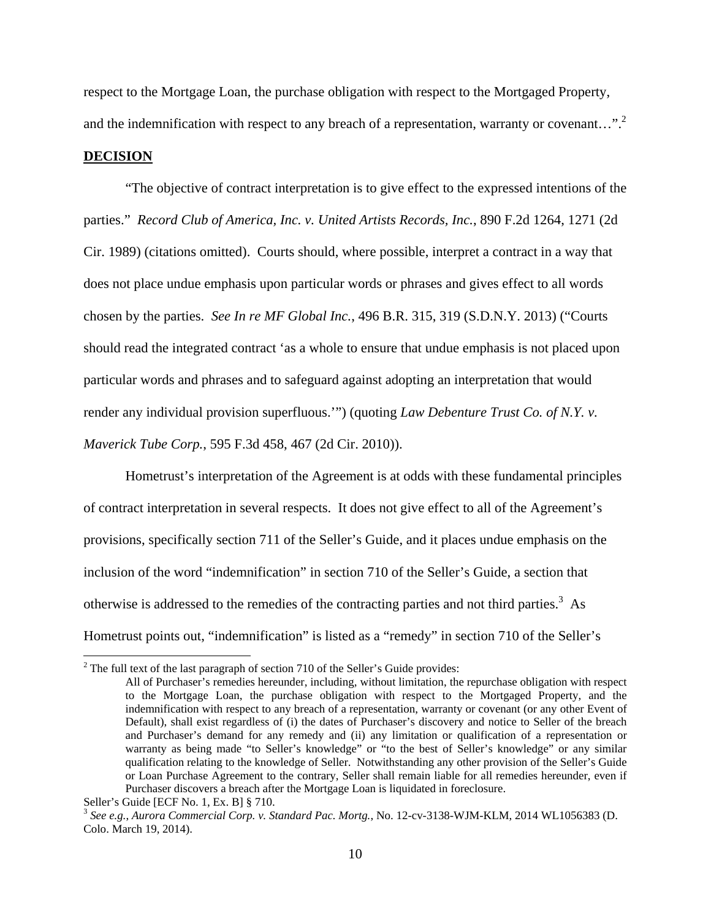respect to the Mortgage Loan, the purchase obligation with respect to the Mortgaged Property, and the indemnification with respect to any breach of a representation, warranty or covenant…".[2]

**DECISION**

"The objective of contract interpretation is to give effect to the expressed intentions of the parties." *Record Club of America, Inc. v. United Artists Records, Inc.*, 890 F.2d 1264, 1271 (2d Cir. 1989) (citations omitted). Courts should, where possible, interpret a contract in a way that does not place undue emphasis upon particular words or phrases and gives effect to all words chosen by the parties. *See In re MF Global Inc.*, 496 B.R. 315, 319 (S.D.N.Y. 2013) ("Courts should read the integrated contract 'as a whole to ensure that undue emphasis is not placed upon particular words and phrases and to safeguard against adopting an interpretation that would render any individual provision superfluous.'") (quoting *Law Debenture Trust Co. of N.Y. v. Maverick Tube Corp.*, 595 F.3d 458, 467 (2d Cir. 2010)).

Hometrust's interpretation of the Agreement is at odds with these fundamental principles of contract interpretation in several respects. It does not give effect to all of the Agreement's provisions, specifically section 711 of the Seller's Guide, and it places undue emphasis on the inclusion of the word "indemnification" in section 710 of the Seller's Guide, a section that otherwise is addressed to the remedies of the contracting parties and not third parties.[3] As Hometrust points out, "indemnification" is listed as a "remedy" in section 710 of the Seller's

---

[2] The full text of the last paragraph of section 710 of the Seller's Guide provides:

> All of Purchaser's remedies hereunder, including, without limitation, the repurchase obligation with respect to the Mortgage Loan, the purchase obligation with respect to the Mortgaged Property, and the indemnification with respect to any breach of a representation, warranty or covenant (or any other Event of Default), shall exist regardless of (i) the dates of Purchaser's discovery and notice to Seller of the breach and Purchaser's demand for any remedy and (ii) any limitation or qualification of a representation or warranty as being made "to Seller's knowledge" or "to the best of Seller's knowledge" or any similar qualification relating to the knowledge of Seller. Notwithstanding any other provision of the Seller's Guide or Loan Purchase Agreement to the contrary, Seller shall remain liable for all remedies hereunder, even if Purchaser discovers a breach after the Mortgage Loan is liquidated in foreclosure.

Seller's Guide [ECF No. 1, Ex. B] § 710.

[3] *See e.g.*, *Aurora Commercial Corp. v. Standard Pac. Mortg.*, No. 12-cv-3138-WJM-KLM, 2014 WL1056383 (D. Colo. March 19, 2014).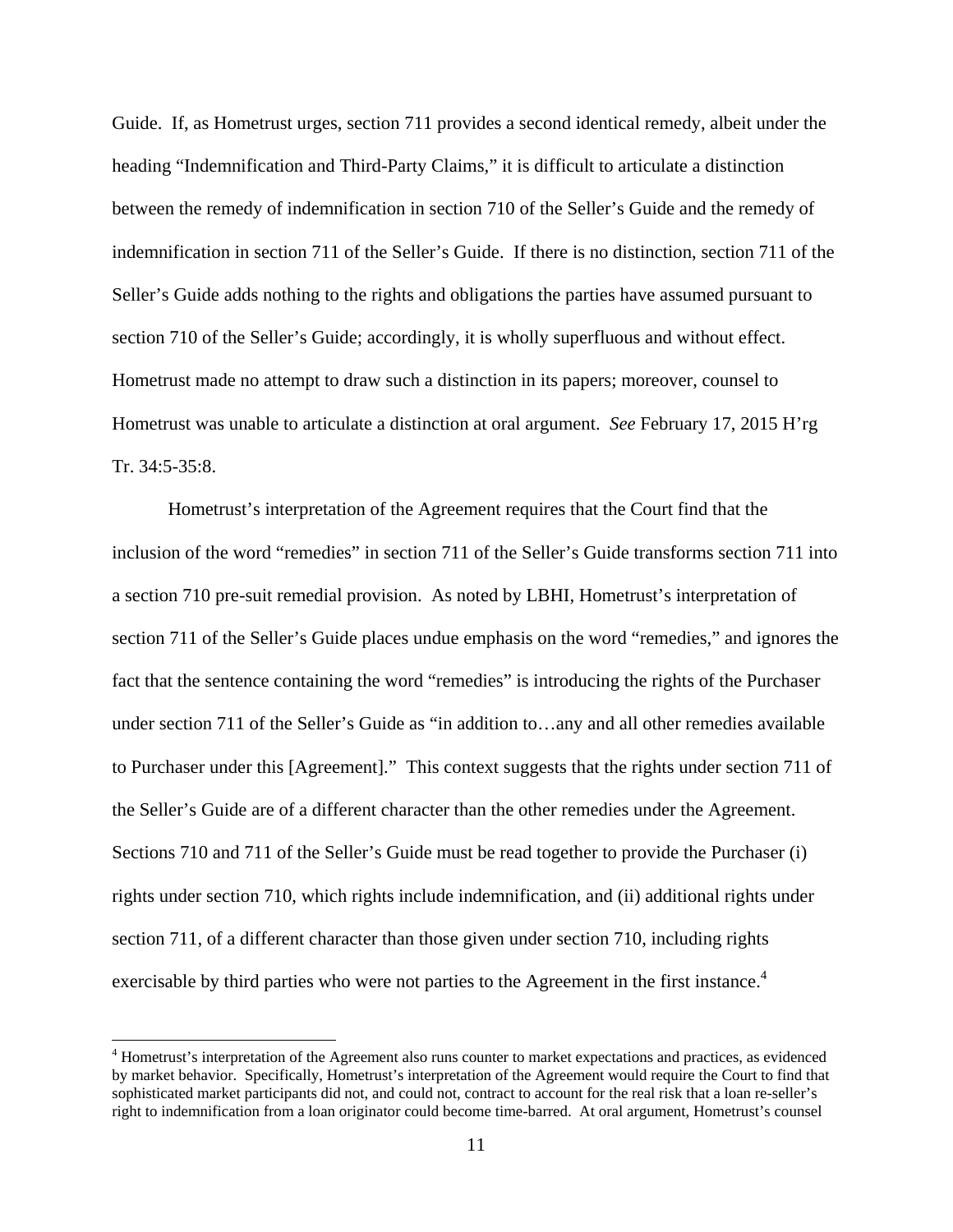Guide. If, as Hometrust urges, section 711 provides a second identical remedy, albeit under the heading "Indemnification and Third-Party Claims," it is difficult to articulate a distinction between the remedy of indemnification in section 710 of the Seller's Guide and the remedy of indemnification in section 711 of the Seller's Guide. If there is no distinction, section 711 of the Seller's Guide adds nothing to the rights and obligations the parties have assumed pursuant to section 710 of the Seller's Guide; accordingly, it is wholly superfluous and without effect. Hometrust made no attempt to draw such a distinction in its papers; moreover, counsel to Hometrust was unable to articulate a distinction at oral argument. *See* February 17, 2015 H'rg Tr. 34:5-35:8.

Hometrust's interpretation of the Agreement requires that the Court find that the inclusion of the word "remedies" in section 711 of the Seller's Guide transforms section 711 into a section 710 pre-suit remedial provision. As noted by LBHI, Hometrust's interpretation of section 711 of the Seller's Guide places undue emphasis on the word "remedies," and ignores the fact that the sentence containing the word "remedies" is introducing the rights of the Purchaser under section 711 of the Seller's Guide as "in addition to…any and all other remedies available to Purchaser under this [Agreement]." This context suggests that the rights under section 711 of the Seller's Guide are of a different character than the other remedies under the Agreement. Sections 710 and 711 of the Seller's Guide must be read together to provide the Purchaser (i) rights under section 710, which rights include indemnification, and (ii) additional rights under section 711, of a different character than those given under section 710, including rights exercisable by third parties who were not parties to the Agreement in the first instance.[4]

---

[4] Hometrust's interpretation of the Agreement also runs counter to market expectations and practices, as evidenced by market behavior. Specifically, Hometrust's interpretation of the Agreement would require the Court to find that sophisticated market participants did not, and could not, contract to account for the real risk that a loan re-seller's right to indemnification from a loan originator could become time-barred. At oral argument, Hometrust's counsel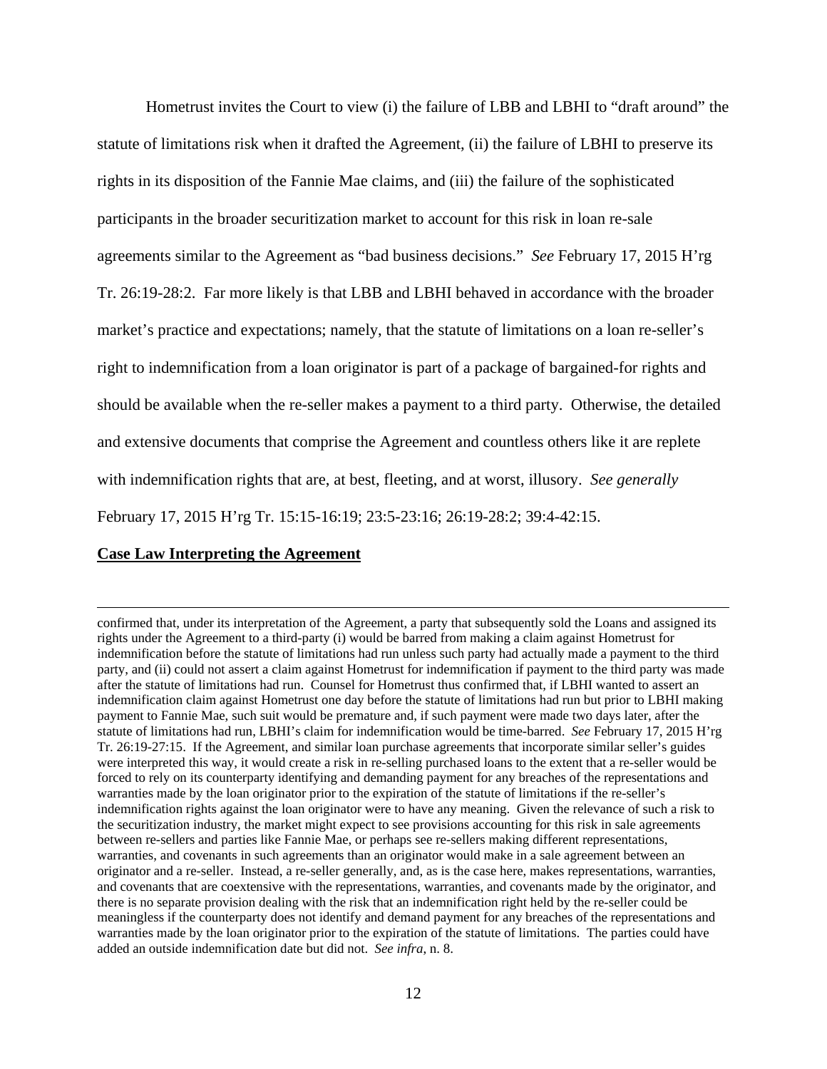Hometrust invites the Court to view (i) the failure of LBB and LBHI to "draft around" the statute of limitations risk when it drafted the Agreement, (ii) the failure of LBHI to preserve its rights in its disposition of the Fannie Mae claims, and (iii) the failure of the sophisticated participants in the broader securitization market to account for this risk in loan re-sale agreements similar to the Agreement as "bad business decisions." *See* February 17, 2015 H'rg Tr. 26:19-28:2. Far more likely is that LBB and LBHI behaved in accordance with the broader market's practice and expectations; namely, that the statute of limitations on a loan re-seller's right to indemnification from a loan originator is part of a package of bargained-for rights and should be available when the re-seller makes a payment to a third party. Otherwise, the detailed and extensive documents that comprise the Agreement and countless others like it are replete with indemnification rights that are, at best, fleeting, and at worst, illusory. *See generally* February 17, 2015 H'rg Tr. 15:15-16:19; 23:5-23:16; 26:19-28:2; 39:4-42:15.

**Case Law Interpreting the Agreement**

---

confirmed that, under its interpretation of the Agreement, a party that subsequently sold the Loans and assigned its rights under the Agreement to a third-party (i) would be barred from making a claim against Hometrust for indemnification before the statute of limitations had run unless such party had actually made a payment to the third party, and (ii) could not assert a claim against Hometrust for indemnification if payment to the third party was made after the statute of limitations had run. Counsel for Hometrust thus confirmed that, if LBHI wanted to assert an indemnification claim against Hometrust one day before the statute of limitations had run but prior to LBHI making payment to Fannie Mae, such suit would be premature and, if such payment were made two days later, after the statute of limitations had run, LBHI's claim for indemnification would be time-barred. *See* February 17, 2015 H'rg Tr. 26:19-27:15. If the Agreement, and similar loan purchase agreements that incorporate similar seller's guides were interpreted this way, it would create a risk in re-selling purchased loans to the extent that a re-seller would be forced to rely on its counterparty identifying and demanding payment for any breaches of the representations and warranties made by the loan originator prior to the expiration of the statute of limitations if the re-seller's indemnification rights against the loan originator were to have any meaning. Given the relevance of such a risk to the securitization industry, the market might expect to see provisions accounting for this risk in sale agreements between re-sellers and parties like Fannie Mae, or perhaps see re-sellers making different representations, warranties, and covenants in such agreements than an originator would make in a sale agreement between an originator and a re-seller. Instead, a re-seller generally, and, as is the case here, makes representations, warranties, and covenants that are coextensive with the representations, warranties, and covenants made by the originator, and there is no separate provision dealing with the risk that an indemnification right held by the re-seller could be meaningless if the counterparty does not identify and demand payment for any breaches of the representations and warranties made by the loan originator prior to the expiration of the statute of limitations. The parties could have added an outside indemnification date but did not. *See infra*, n. 8.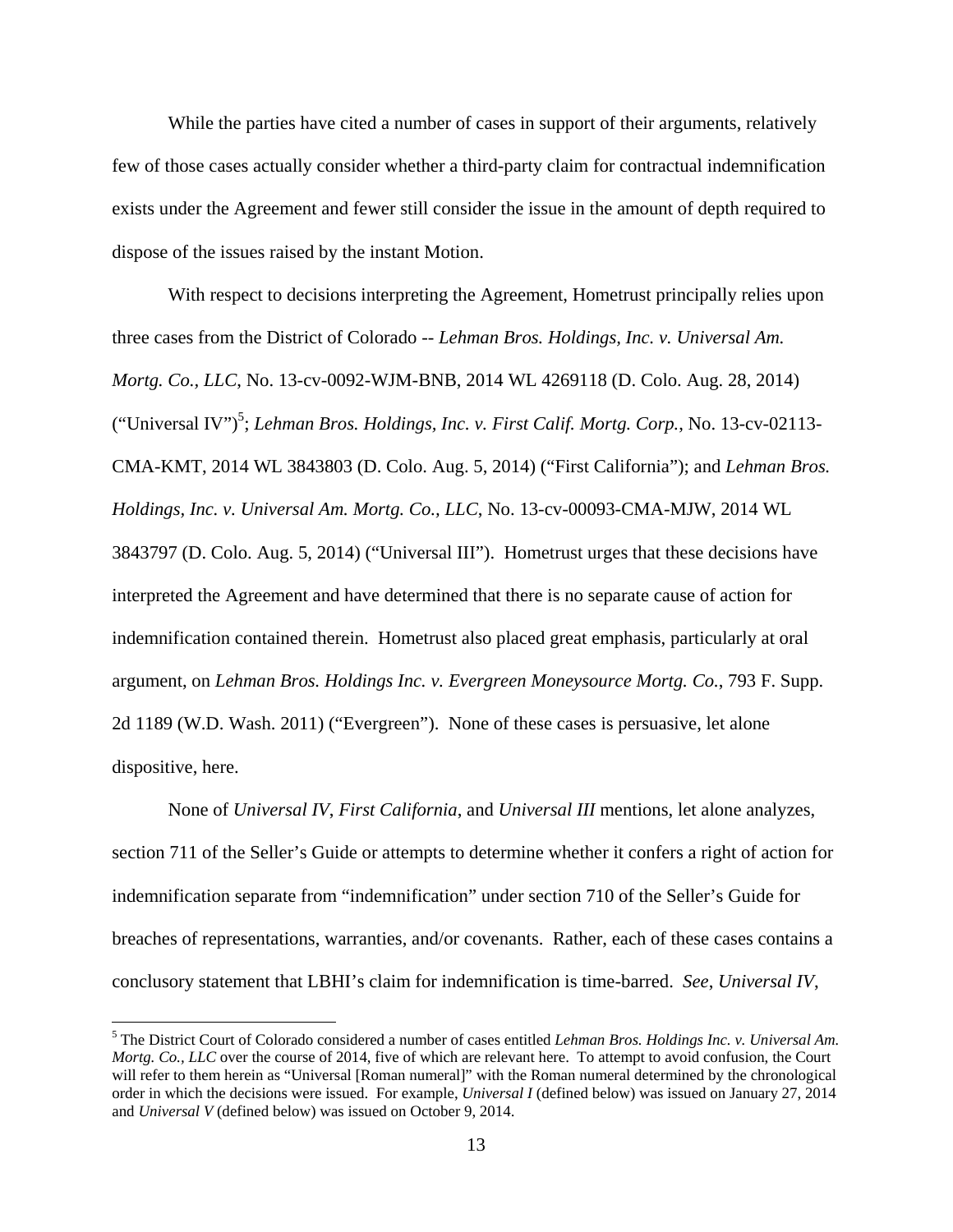While the parties have cited a number of cases in support of their arguments, relatively few of those cases actually consider whether a third-party claim for contractual indemnification exists under the Agreement and fewer still consider the issue in the amount of depth required to dispose of the issues raised by the instant Motion.

With respect to decisions interpreting the Agreement, Hometrust principally relies upon three cases from the District of Colorado -- *Lehman Bros. Holdings, Inc. v. Universal Am. Mortg. Co., LLC*, No. 13-cv-0092-WJM-BNB, 2014 WL 4269118 (D. Colo. Aug. 28, 2014) ("Universal IV")[5]; *Lehman Bros. Holdings, Inc. v. First Calif. Mortg. Corp.*, No. 13-cv-02113-CMA-KMT, 2014 WL 3843803 (D. Colo. Aug. 5, 2014) ("First California"); and *Lehman Bros. Holdings, Inc. v. Universal Am. Mortg. Co., LLC*, No. 13-cv-00093-CMA-MJW, 2014 WL 3843797 (D. Colo. Aug. 5, 2014) ("Universal III"). Hometrust urges that these decisions have interpreted the Agreement and have determined that there is no separate cause of action for indemnification contained therein. Hometrust also placed great emphasis, particularly at oral argument, on *Lehman Bros. Holdings Inc. v. Evergreen Moneysource Mortg. Co.*, 793 F. Supp. 2d 1189 (W.D. Wash. 2011) ("Evergreen"). None of these cases is persuasive, let alone dispositive, here.

None of *Universal IV*, *First California*, and *Universal III* mentions, let alone analyzes, section 711 of the Seller's Guide or attempts to determine whether it confers a right of action for indemnification separate from "indemnification" under section 710 of the Seller's Guide for breaches of representations, warranties, and/or covenants. Rather, each of these cases contains a conclusory statement that LBHI's claim for indemnification is time-barred. *See*, *Universal IV*,

[5] The District Court of Colorado considered a number of cases entitled *Lehman Bros. Holdings Inc. v. Universal Am. Mortg. Co., LLC* over the course of 2014, five of which are relevant here. To attempt to avoid confusion, the Court will refer to them herein as "Universal [Roman numeral]" with the Roman numeral determined by the chronological order in which the decisions were issued. For example, *Universal I* (defined below) was issued on January 27, 2014 and *Universal V* (defined below) was issued on October 9, 2014.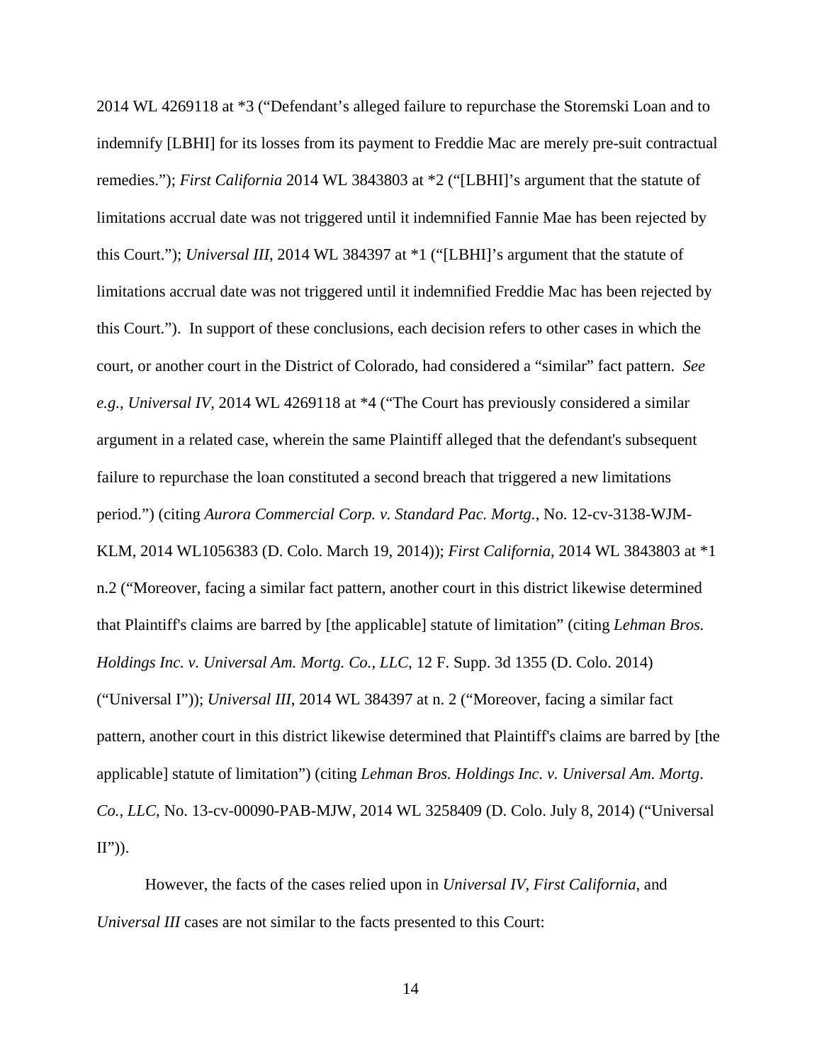2014 WL 4269118 at *3 ("Defendant's alleged failure to repurchase the Storemski Loan and to indemnify [LBHI] for its losses from its payment to Freddie Mac are merely pre-suit contractual remedies."); *First California* 2014 WL 3843803 at *2 ("[LBHI]'s argument that the statute of limitations accrual date was not triggered until it indemnified Fannie Mae has been rejected by this Court."); *Universal III*, 2014 WL 384397 at *1 ("[LBHI]'s argument that the statute of limitations accrual date was not triggered until it indemnified Freddie Mac has been rejected by this Court."). In support of these conclusions, each decision refers to other cases in which the court, or another court in the District of Colorado, had considered a "similar" fact pattern. *See e.g.*, *Universal IV*, 2014 WL 4269118 at *4 ("The Court has previously considered a similar argument in a related case, wherein the same Plaintiff alleged that the defendant's subsequent failure to repurchase the loan constituted a second breach that triggered a new limitations period.") (citing *Aurora Commercial Corp. v. Standard Pac. Mortg.*, No. 12-cv-3138-WJM-KLM, 2014 WL1056383 (D. Colo. March 19, 2014)); *First California*, 2014 WL 3843803 at *1 n.2 ("Moreover, facing a similar fact pattern, another court in this district likewise determined that Plaintiff's claims are barred by [the applicable] statute of limitation" (citing *Lehman Bros. Holdings Inc. v. Universal Am. Mortg. Co., LLC*, 12 F. Supp. 3d 1355 (D. Colo. 2014) ("Universal I")); *Universal III*, 2014 WL 384397 at n. 2 ("Moreover, facing a similar fact pattern, another court in this district likewise determined that Plaintiff's claims are barred by [the applicable] statute of limitation") (citing *Lehman Bros. Holdings Inc. v. Universal Am. Mortg. Co., LLC*, No. 13-cv-00090-PAB-MJW, 2014 WL 3258409 (D. Colo. July 8, 2014) ("Universal II")).

However, the facts of the cases relied upon in *Universal IV*, *First California*, and *Universal III* cases are not similar to the facts presented to this Court: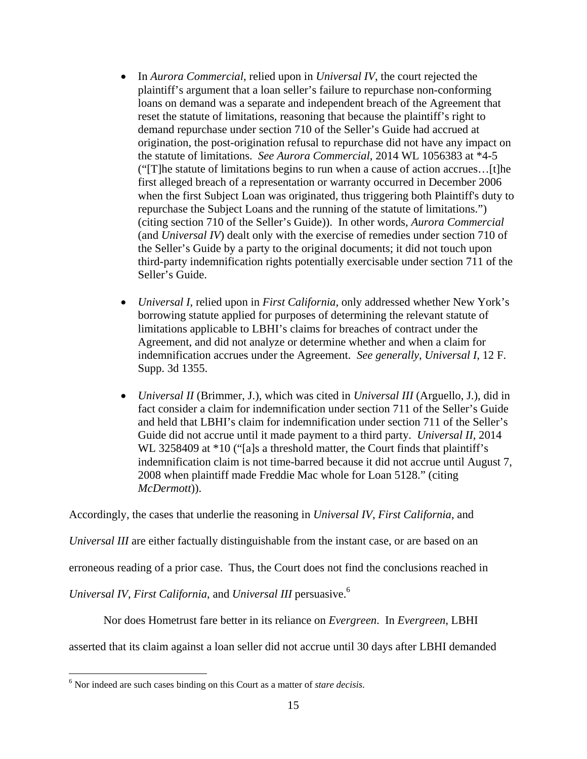- In *Aurora Commercial*, relied upon in *Universal IV*, the court rejected the plaintiff's argument that a loan seller's failure to repurchase non-conforming loans on demand was a separate and independent breach of the Agreement that reset the statute of limitations, reasoning that because the plaintiff's right to demand repurchase under section 710 of the Seller's Guide had accrued at origination, the post-origination refusal to repurchase did not have any impact on the statute of limitations. *See Aurora Commercial*, 2014 WL 1056383 at *4-5 ("[T]he statute of limitations begins to run when a cause of action accrues…[t]he first alleged breach of a representation or warranty occurred in December 2006 when the first Subject Loan was originated, thus triggering both Plaintiff's duty to repurchase the Subject Loans and the running of the statute of limitations.") (citing section 710 of the Seller's Guide)). In other words, *Aurora Commercial* (and *Universal IV*) dealt only with the exercise of remedies under section 710 of the Seller's Guide by a party to the original documents; it did not touch upon third-party indemnification rights potentially exercisable under section 711 of the Seller's Guide.

- *Universal I*, relied upon in *First California*, only addressed whether New York's borrowing statute applied for purposes of determining the relevant statute of limitations applicable to LBHI's claims for breaches of contract under the Agreement, and did not analyze or determine whether and when a claim for indemnification accrues under the Agreement. *See generally*, *Universal I*, 12 F. Supp. 3d 1355.

- *Universal II* (Brimmer, J.), which was cited in *Universal III* (Arguello, J.), did in fact consider a claim for indemnification under section 711 of the Seller's Guide and held that LBHI's claim for indemnification under section 711 of the Seller's Guide did not accrue until it made payment to a third party. *Universal II*, 2014 WL 3258409 at *10 ("[a]s a threshold matter, the Court finds that plaintiff's indemnification claim is not time-barred because it did not accrue until August 7, 2008 when plaintiff made Freddie Mac whole for Loan 5128." (citing *McDermott*)).

Accordingly, the cases that underlie the reasoning in *Universal IV*, *First California*, and *Universal III* are either factually distinguishable from the instant case, or are based on an erroneous reading of a prior case. Thus, the Court does not find the conclusions reached in *Universal IV*, *First California*, and *Universal III* persuasive.[6]

Nor does Hometrust fare better in its reliance on *Evergreen*. In *Evergreen*, LBHI asserted that its claim against a loan seller did not accrue until 30 days after LBHI demanded

[6] Nor indeed are such cases binding on this Court as a matter of *stare decisis*.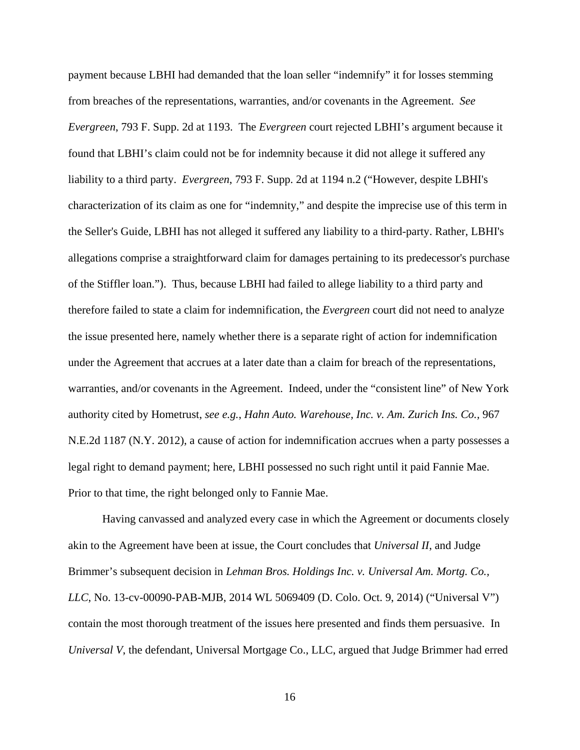payment because LBHI had demanded that the loan seller "indemnify" it for losses stemming from breaches of the representations, warranties, and/or covenants in the Agreement. *See Evergreen*, 793 F. Supp. 2d at 1193. The *Evergreen* court rejected LBHI's argument because it found that LBHI's claim could not be for indemnity because it did not allege it suffered any liability to a third party. *Evergreen*, 793 F. Supp. 2d at 1194 n.2 ("However, despite LBHI's characterization of its claim as one for "indemnity," and despite the imprecise use of this term in the Seller's Guide, LBHI has not alleged it suffered any liability to a third-party. Rather, LBHI's allegations comprise a straightforward claim for damages pertaining to its predecessor's purchase of the Stiffler loan."). Thus, because LBHI had failed to allege liability to a third party and therefore failed to state a claim for indemnification, the *Evergreen* court did not need to analyze the issue presented here, namely whether there is a separate right of action for indemnification under the Agreement that accrues at a later date than a claim for breach of the representations, warranties, and/or covenants in the Agreement. Indeed, under the "consistent line" of New York authority cited by Hometrust, *see e.g.*, *Hahn Auto. Warehouse, Inc. v. Am. Zurich Ins. Co.*, 967 N.E.2d 1187 (N.Y. 2012), a cause of action for indemnification accrues when a party possesses a legal right to demand payment; here, LBHI possessed no such right until it paid Fannie Mae. Prior to that time, the right belonged only to Fannie Mae.

Having canvassed and analyzed every case in which the Agreement or documents closely akin to the Agreement have been at issue, the Court concludes that *Universal II*, and Judge Brimmer's subsequent decision in *Lehman Bros. Holdings Inc. v. Universal Am. Mortg. Co., LLC*, No. 13-cv-00090-PAB-MJB, 2014 WL 5069409 (D. Colo. Oct. 9, 2014) ("Universal V") contain the most thorough treatment of the issues here presented and finds them persuasive. In *Universal V*, the defendant, Universal Mortgage Co., LLC, argued that Judge Brimmer had erred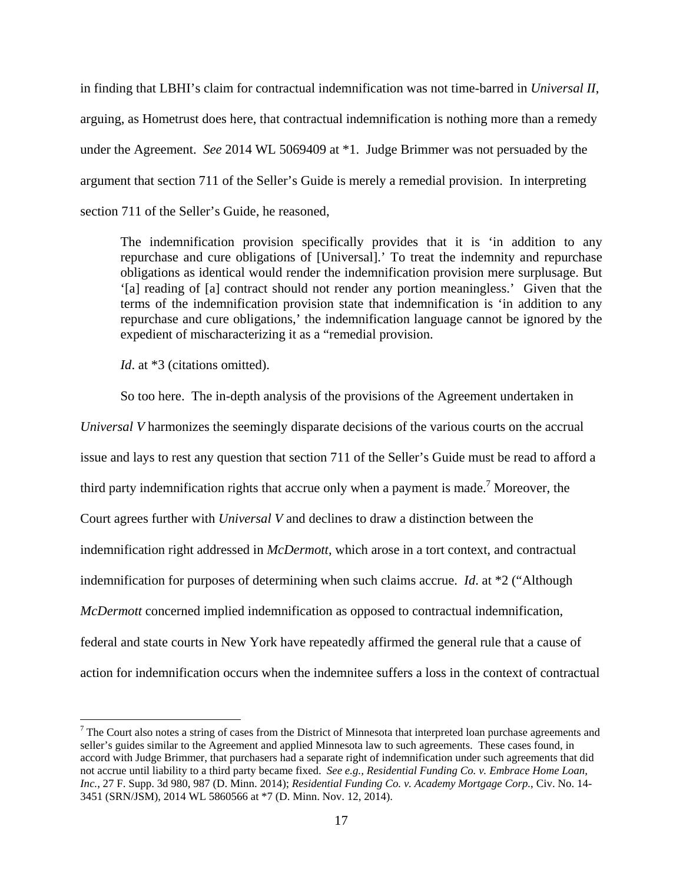in finding that LBHI's claim for contractual indemnification was not time-barred in *Universal II*, arguing, as Hometrust does here, that contractual indemnification is nothing more than a remedy under the Agreement. *See* 2014 WL 5069409 at *1. Judge Brimmer was not persuaded by the argument that section 711 of the Seller's Guide is merely a remedial provision. In interpreting section 711 of the Seller's Guide, he reasoned,

> The indemnification provision specifically provides that it is 'in addition to any repurchase and cure obligations of [Universal].' To treat the indemnity and repurchase obligations as identical would render the indemnification provision mere surplusage. But '[a] reading of [a] contract should not render any portion meaningless.' Given that the terms of the indemnification provision state that indemnification is 'in addition to any repurchase and cure obligations,' the indemnification language cannot be ignored by the expedient of mischaracterizing it as a "remedial provision.
>
> *Id*. at *3 (citations omitted).

So too here. The in-depth analysis of the provisions of the Agreement undertaken in *Universal V* harmonizes the seemingly disparate decisions of the various courts on the accrual issue and lays to rest any question that section 711 of the Seller's Guide must be read to afford a third party indemnification rights that accrue only when a payment is made.[7] Moreover, the Court agrees further with *Universal V* and declines to draw a distinction between the indemnification right addressed in *McDermott*, which arose in a tort context, and contractual indemnification for purposes of determining when such claims accrue. *Id*. at *2 ("Although *McDermott* concerned implied indemnification as opposed to contractual indemnification, federal and state courts in New York have repeatedly affirmed the general rule that a cause of action for indemnification occurs when the indemnitee suffers a loss in the context of contractual

[7] The Court also notes a string of cases from the District of Minnesota that interpreted loan purchase agreements and seller's guides similar to the Agreement and applied Minnesota law to such agreements. These cases found, in accord with Judge Brimmer, that purchasers had a separate right of indemnification under such agreements that did not accrue until liability to a third party became fixed. *See e.g., Residential Funding Co. v. Embrace Home Loan, Inc.*, 27 F. Supp. 3d 980, 987 (D. Minn. 2014); *Residential Funding Co. v. Academy Mortgage Corp.*, Civ. No. 14-3451 (SRN/JSM), 2014 WL 5860566 at *7 (D. Minn. Nov. 12, 2014).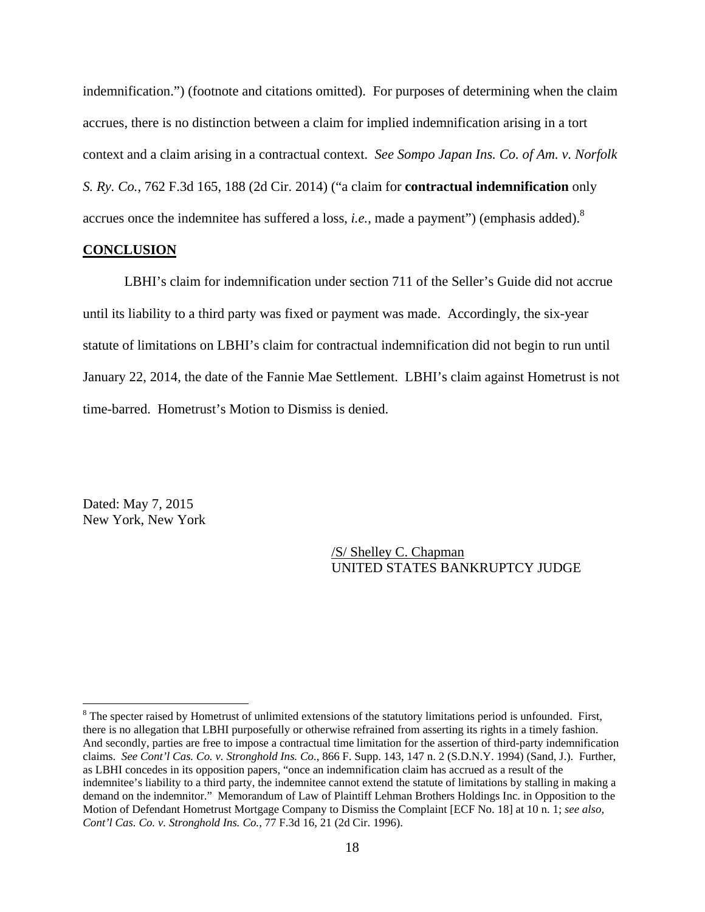indemnification.") (footnote and citations omitted). For purposes of determining when the claim accrues, there is no distinction between a claim for implied indemnification arising in a tort context and a claim arising in a contractual context. *See Sompo Japan Ins. Co. of Am. v. Norfolk S. Ry. Co.*, 762 F.3d 165, 188 (2d Cir. 2014) ("a claim for **contractual indemnification** only accrues once the indemnitee has suffered a loss, *i.e.*, made a payment") (emphasis added).[8]

## CONCLUSION

LBHI's claim for indemnification under section 711 of the Seller's Guide did not accrue until its liability to a third party was fixed or payment was made. Accordingly, the six-year statute of limitations on LBHI's claim for contractual indemnification did not begin to run until January 22, 2014, the date of the Fannie Mae Settlement. LBHI's claim against Hometrust is not time-barred. Hometrust's Motion to Dismiss is denied.

Dated: May 7, 2015
New York, New York

/S/ Shelley C. Chapman
UNITED STATES BANKRUPTCY JUDGE

---

[8] The specter raised by Hometrust of unlimited extensions of the statutory limitations period is unfounded. First, there is no allegation that LBHI purposefully or otherwise refrained from asserting its rights in a timely fashion. And secondly, parties are free to impose a contractual time limitation for the assertion of third-party indemnification claims. *See Cont'l Cas. Co. v. Stronghold Ins. Co.*, 866 F. Supp. 143, 147 n. 2 (S.D.N.Y. 1994) (Sand, J.). Further, as LBHI concedes in its opposition papers, "once an indemnification claim has accrued as a result of the indemnitee's liability to a third party, the indemnitee cannot extend the statute of limitations by stalling in making a demand on the indemnitor." Memorandum of Law of Plaintiff Lehman Brothers Holdings Inc. in Opposition to the Motion of Defendant Hometrust Mortgage Company to Dismiss the Complaint [ECF No. 18] at 10 n. 1; *see also, Cont'l Cas. Co. v. Stronghold Ins. Co.*, 77 F.3d 16, 21 (2d Cir. 1996).